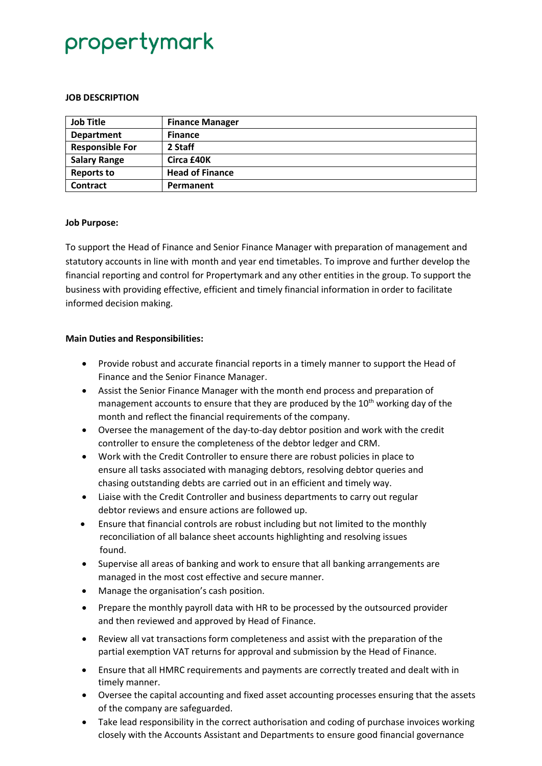propertymark

**JOB DESCRIPTION**

| **Job Title** | **Finance Manager** |
|---|---|
| **Department** | **Finance** |
| **Responsible For** | **2 Staff** |
| **Salary Range** | **Circa £40K** |
| **Reports to** | **Head of Finance** |
| **Contract** | **Permanent** |

**Job Purpose:**

To support the Head of Finance and Senior Finance Manager with preparation of management and statutory accounts in line with month and year end timetables. To improve and further develop the financial reporting and control for Propertymark and any other entities in the group. To support the business with providing effective, efficient and timely financial information in order to facilitate informed decision making.

**Main Duties and Responsibilities:**

- Provide robust and accurate financial reports in a timely manner to support the Head of Finance and the Senior Finance Manager.
- Assist the Senior Finance Manager with the month end process and preparation of management accounts to ensure that they are produced by the 10th working day of the month and reflect the financial requirements of the company.
- Oversee the management of the day-to-day debtor position and work with the credit controller to ensure the completeness of the debtor ledger and CRM.
- Work with the Credit Controller to ensure there are robust policies in place to ensure all tasks associated with managing debtors, resolving debtor queries and chasing outstanding debts are carried out in an efficient and timely way.
- Liaise with the Credit Controller and business departments to carry out regular debtor reviews and ensure actions are followed up.
- Ensure that financial controls are robust including but not limited to the monthly reconciliation of all balance sheet accounts highlighting and resolving issues found.
- Supervise all areas of banking and work to ensure that all banking arrangements are managed in the most cost effective and secure manner.
- Manage the organisation's cash position.
- Prepare the monthly payroll data with HR to be processed by the outsourced provider and then reviewed and approved by Head of Finance.
- Review all vat transactions form completeness and assist with the preparation of the partial exemption VAT returns for approval and submission by the Head of Finance.
- Ensure that all HMRC requirements and payments are correctly treated and dealt with in timely manner.
- Oversee the capital accounting and fixed asset accounting processes ensuring that the assets of the company are safeguarded.
- Take lead responsibility in the correct authorisation and coding of purchase invoices working closely with the Accounts Assistant and Departments to ensure good financial governance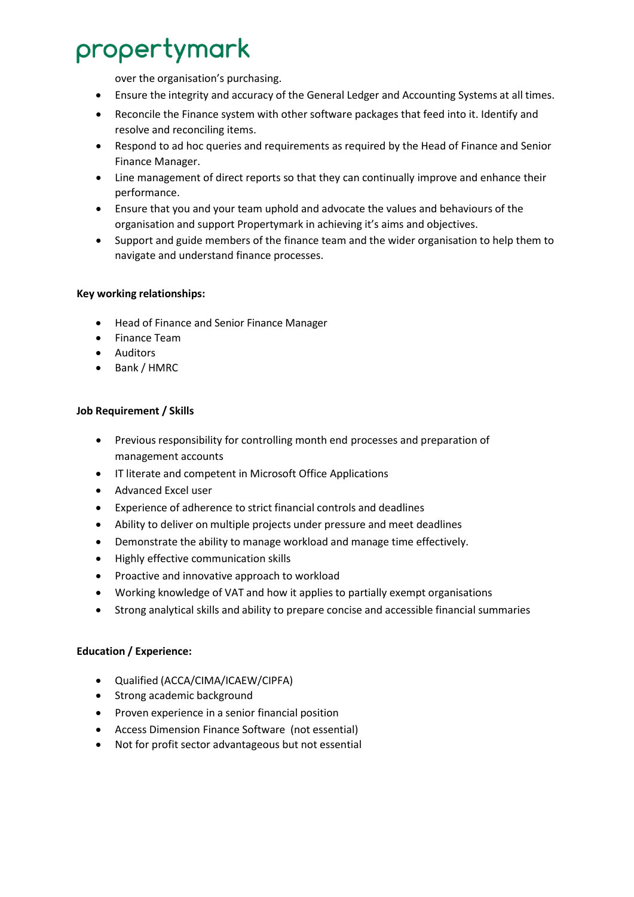over the organisation's purchasing.

- Ensure the integrity and accuracy of the General Ledger and Accounting Systems at all times.
- Reconcile the Finance system with other software packages that feed into it. Identify and resolve and reconciling items.
- Respond to ad hoc queries and requirements as required by the Head of Finance and Senior Finance Manager.
- Line management of direct reports so that they can continually improve and enhance their performance.
- Ensure that you and your team uphold and advocate the values and behaviours of the organisation and support Propertymark in achieving it's aims and objectives.
- Support and guide members of the finance team and the wider organisation to help them to navigate and understand finance processes.

**Key working relationships:**

- Head of Finance and Senior Finance Manager
- Finance Team
- Auditors
- Bank / HMRC

**Job Requirement / Skills**

- Previous responsibility for controlling month end processes and preparation of management accounts
- IT literate and competent in Microsoft Office Applications
- Advanced Excel user
- Experience of adherence to strict financial controls and deadlines
- Ability to deliver on multiple projects under pressure and meet deadlines
- Demonstrate the ability to manage workload and manage time effectively.
- Highly effective communication skills
- Proactive and innovative approach to workload
- Working knowledge of VAT and how it applies to partially exempt organisations
- Strong analytical skills and ability to prepare concise and accessible financial summaries

**Education / Experience:**

- Qualified (ACCA/CIMA/ICAEW/CIPFA)
- Strong academic background
- Proven experience in a senior financial position
- Access Dimension Finance Software (not essential)
- Not for profit sector advantageous but not essential